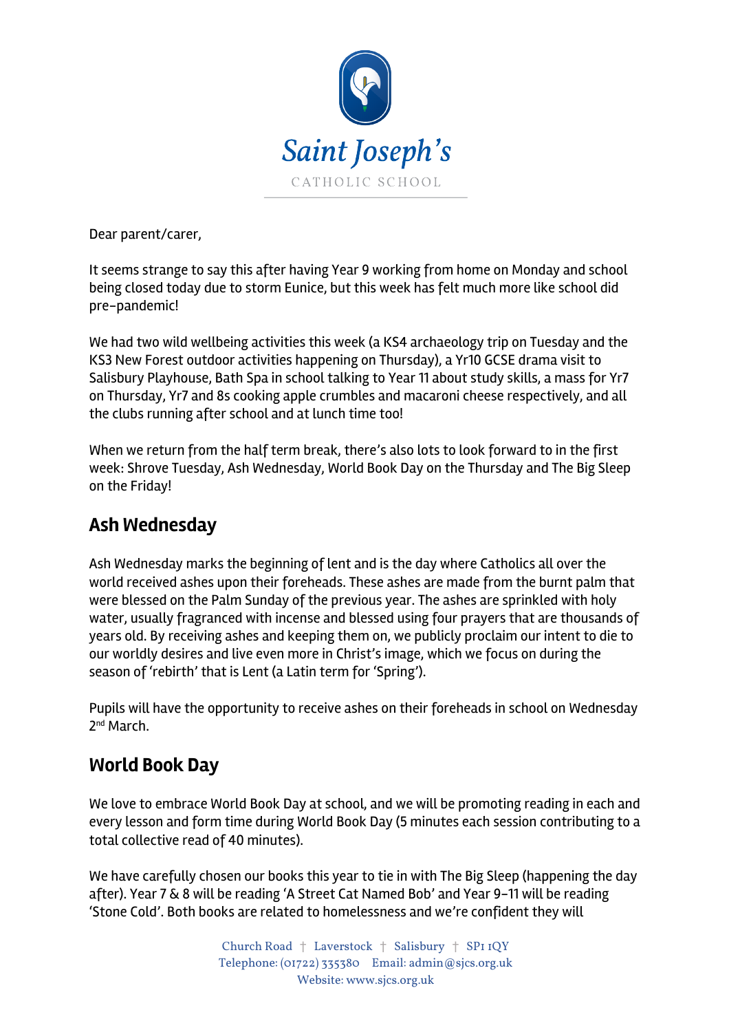Saint Joseph's

CATHOLIC SCHOOL

Dear parent/carer,

It seems strange to say this after having Year 9 working from home on Monday and school being closed today due to storm Eunice, but this week has felt much more like school did pre-pandemic!

We had two wild wellbeing activities this week (a KS4 archaeology trip on Tuesday and the KS3 New Forest outdoor activities happening on Thursday), a Yr10 GCSE drama visit to Salisbury Playhouse, Bath Spa in school talking to Year 11 about study skills, a mass for Yr7 on Thursday, Yr7 and 8s cooking apple crumbles and macaroni cheese respectively, and all the clubs running after school and at lunch time too!

When we return from the half term break, there's also lots to look forward to in the first week: Shrove Tuesday, Ash Wednesday, World Book Day on the Thursday and The Big Sleep on the Friday!

## Ash Wednesday

Ash Wednesday marks the beginning of lent and is the day where Catholics all over the world received ashes upon their foreheads. These ashes are made from the burnt palm that were blessed on the Palm Sunday of the previous year. The ashes are sprinkled with holy water, usually fragranced with incense and blessed using four prayers that are thousands of years old. By receiving ashes and keeping them on, we publicly proclaim our intent to die to our worldly desires and live even more in Christ's image, which we focus on during the season of 'rebirth' that is Lent (a Latin term for 'Spring').

Pupils will have the opportunity to receive ashes on their foreheads in school on Wednesday 2nd March.

## World Book Day

We love to embrace World Book Day at school, and we will be promoting reading in each and every lesson and form time during World Book Day (5 minutes each session contributing to a total collective read of 40 minutes).

We have carefully chosen our books this year to tie in with The Big Sleep (happening the day after). Year 7 & 8 will be reading 'A Street Cat Named Bob' and Year 9-11 will be reading 'Stone Cold'. Both books are related to homelessness and we're confident they will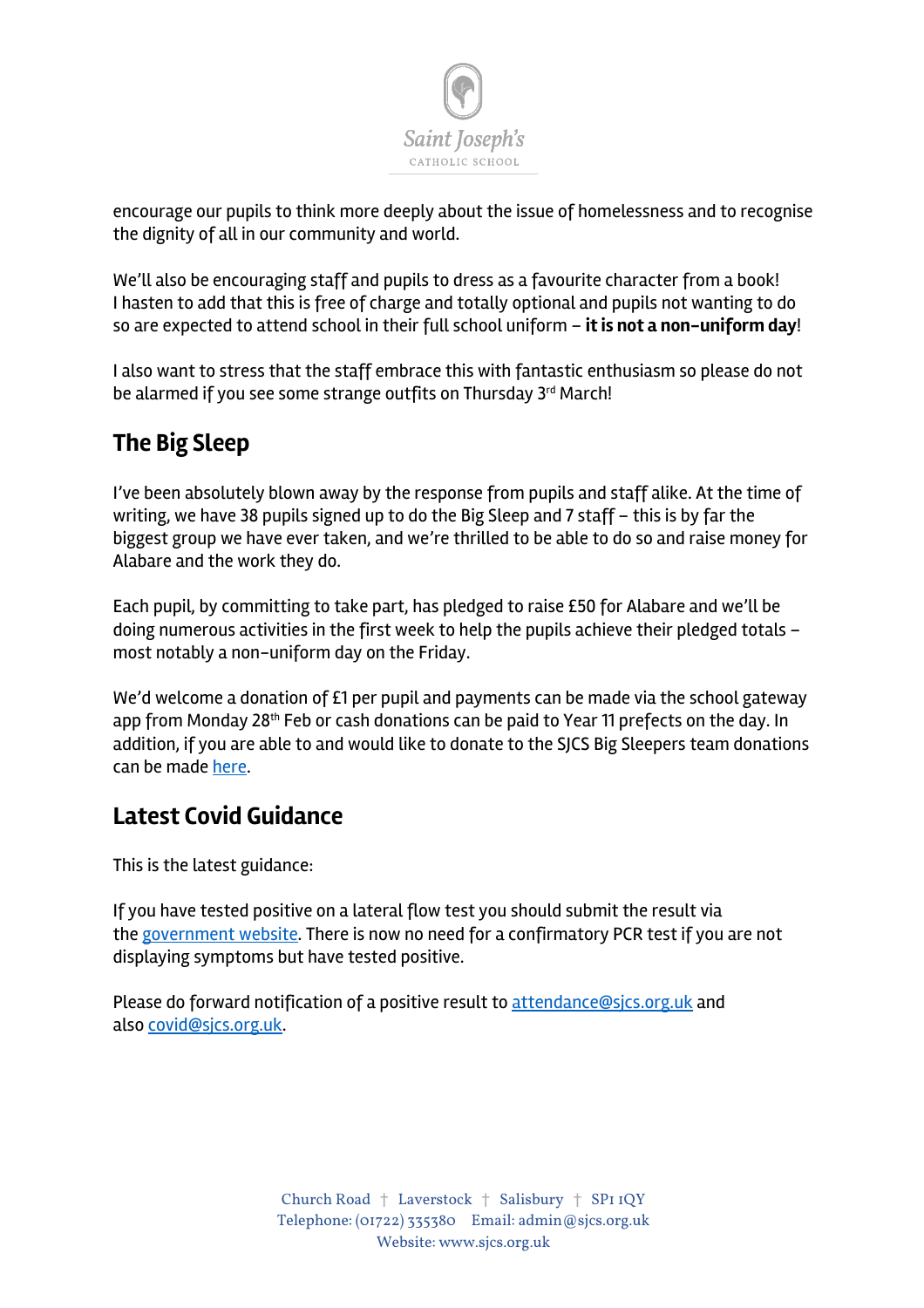encourage our pupils to think more deeply about the issue of homelessness and to recognise the dignity of all in our community and world.

We'll also be encouraging staff and pupils to dress as a favourite character from a book! I hasten to add that this is free of charge and totally optional and pupils not wanting to do so are expected to attend school in their full school uniform – **it is not a non-uniform day**!

I also want to stress that the staff embrace this with fantastic enthusiasm so please do not be alarmed if you see some strange outfits on Thursday 3rd March!

## The Big Sleep

I've been absolutely blown away by the response from pupils and staff alike. At the time of writing, we have 38 pupils signed up to do the Big Sleep and 7 staff – this is by far the biggest group we have ever taken, and we're thrilled to be able to do so and raise money for Alabare and the work they do.

Each pupil, by committing to take part, has pledged to raise £50 for Alabare and we'll be doing numerous activities in the first week to help the pupils achieve their pledged totals – most notably a non-uniform day on the Friday.

We'd welcome a donation of £1 per pupil and payments can be made via the school gateway app from Monday 28th Feb or cash donations can be paid to Year 11 prefects on the day. In addition, if you are able to and would like to donate to the SJCS Big Sleepers team donations can be made here.

## Latest Covid Guidance

This is the latest guidance:

If you have tested positive on a lateral flow test you should submit the result via the government website. There is now no need for a confirmatory PCR test if you are not displaying symptoms but have tested positive.

Please do forward notification of a positive result to attendance@sjcs.org.uk and also covid@sjcs.org.uk.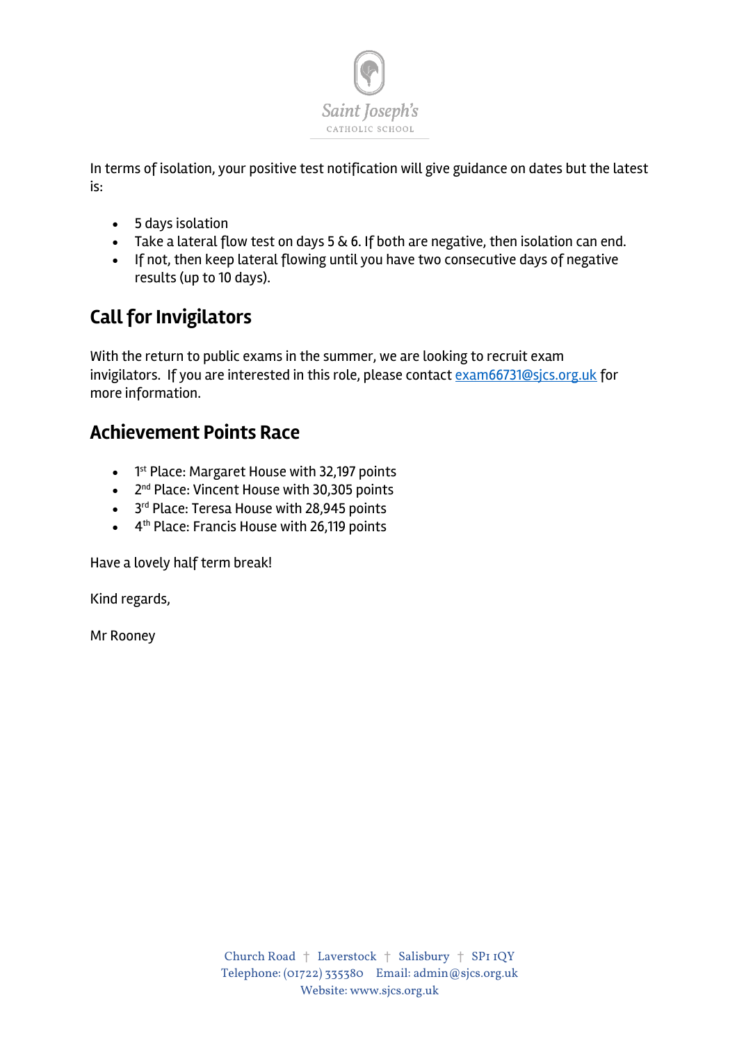In terms of isolation, your positive test notification will give guidance on dates but the latest is:

- 5 days isolation
- Take a lateral flow test on days 5 & 6. If both are negative, then isolation can end.
- If not, then keep lateral flowing until you have two consecutive days of negative results (up to 10 days).

## Call for Invigilators

With the return to public exams in the summer, we are looking to recruit exam invigilators. If you are interested in this role, please contact exam66731@sjcs.org.uk for more information.

## Achievement Points Race

- 1st Place: Margaret House with 32,197 points
- 2nd Place: Vincent House with 30,305 points
- 3rd Place: Teresa House with 28,945 points
- 4th Place: Francis House with 26,119 points

Have a lovely half term break!

Kind regards,

Mr Rooney